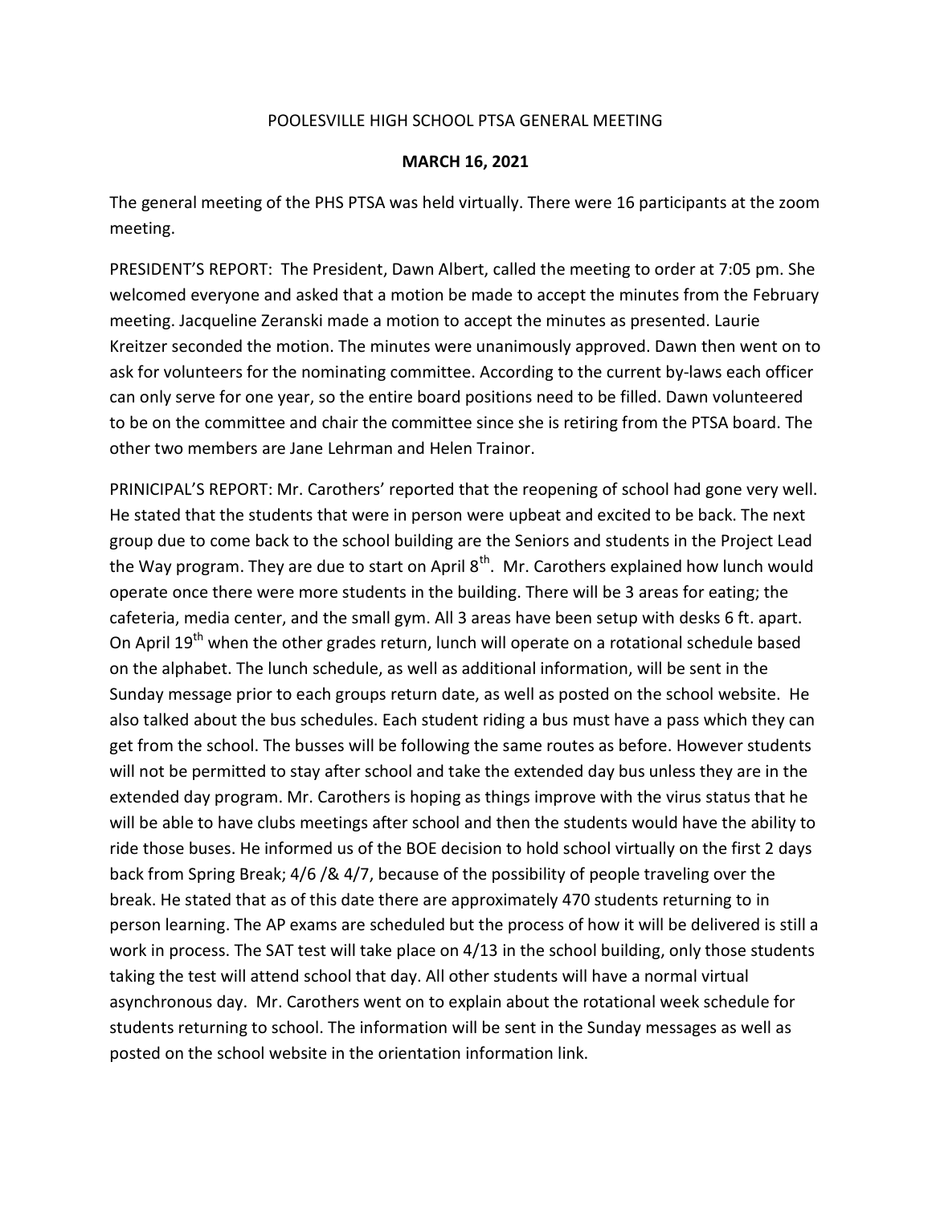POOLESVILLE HIGH SCHOOL PTSA GENERAL MEETING

**MARCH 16, 2021**

The general meeting of the PHS PTSA was held virtually. There were 16 participants at the zoom meeting.

PRESIDENT'S REPORT: The President, Dawn Albert, called the meeting to order at 7:05 pm. She welcomed everyone and asked that a motion be made to accept the minutes from the February meeting. Jacqueline Zeranski made a motion to accept the minutes as presented. Laurie Kreitzer seconded the motion. The minutes were unanimously approved. Dawn then went on to ask for volunteers for the nominating committee. According to the current by-laws each officer can only serve for one year, so the entire board positions need to be filled. Dawn volunteered to be on the committee and chair the committee since she is retiring from the PTSA board. The other two members are Jane Lehrman and Helen Trainor.

PRINICIPAL'S REPORT: Mr. Carothers' reported that the reopening of school had gone very well. He stated that the students that were in person were upbeat and excited to be back. The next group due to come back to the school building are the Seniors and students in the Project Lead the Way program. They are due to start on April 8th. Mr. Carothers explained how lunch would operate once there were more students in the building. There will be 3 areas for eating; the cafeteria, media center, and the small gym. All 3 areas have been setup with desks 6 ft. apart. On April 19th when the other grades return, lunch will operate on a rotational schedule based on the alphabet. The lunch schedule, as well as additional information, will be sent in the Sunday message prior to each groups return date, as well as posted on the school website. He also talked about the bus schedules. Each student riding a bus must have a pass which they can get from the school. The busses will be following the same routes as before. However students will not be permitted to stay after school and take the extended day bus unless they are in the extended day program. Mr. Carothers is hoping as things improve with the virus status that he will be able to have clubs meetings after school and then the students would have the ability to ride those buses. He informed us of the BOE decision to hold school virtually on the first 2 days back from Spring Break; 4/6 /& 4/7, because of the possibility of people traveling over the break. He stated that as of this date there are approximately 470 students returning to in person learning. The AP exams are scheduled but the process of how it will be delivered is still a work in process. The SAT test will take place on 4/13 in the school building, only those students taking the test will attend school that day. All other students will have a normal virtual asynchronous day. Mr. Carothers went on to explain about the rotational week schedule for students returning to school. The information will be sent in the Sunday messages as well as posted on the school website in the orientation information link.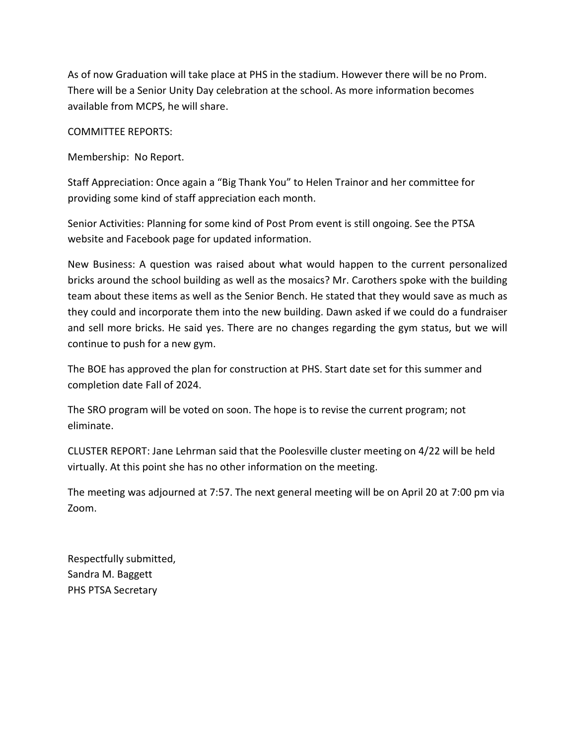As of now Graduation will take place at PHS in the stadium. However there will be no Prom. There will be a Senior Unity Day celebration at the school. As more information becomes available from MCPS, he will share.

COMMITTEE REPORTS:

Membership: No Report.

Staff Appreciation: Once again a "Big Thank You" to Helen Trainor and her committee for providing some kind of staff appreciation each month.

Senior Activities: Planning for some kind of Post Prom event is still ongoing. See the PTSA website and Facebook page for updated information.

New Business: A question was raised about what would happen to the current personalized bricks around the school building as well as the mosaics? Mr. Carothers spoke with the building team about these items as well as the Senior Bench. He stated that they would save as much as they could and incorporate them into the new building. Dawn asked if we could do a fundraiser and sell more bricks. He said yes. There are no changes regarding the gym status, but we will continue to push for a new gym.

The BOE has approved the plan for construction at PHS. Start date set for this summer and completion date Fall of 2024.

The SRO program will be voted on soon. The hope is to revise the current program; not eliminate.

CLUSTER REPORT: Jane Lehrman said that the Poolesville cluster meeting on 4/22 will be held virtually. At this point she has no other information on the meeting.

The meeting was adjourned at 7:57. The next general meeting will be on April 20 at 7:00 pm via Zoom.

Respectfully submitted,  
Sandra M. Baggett  
PHS PTSA Secretary